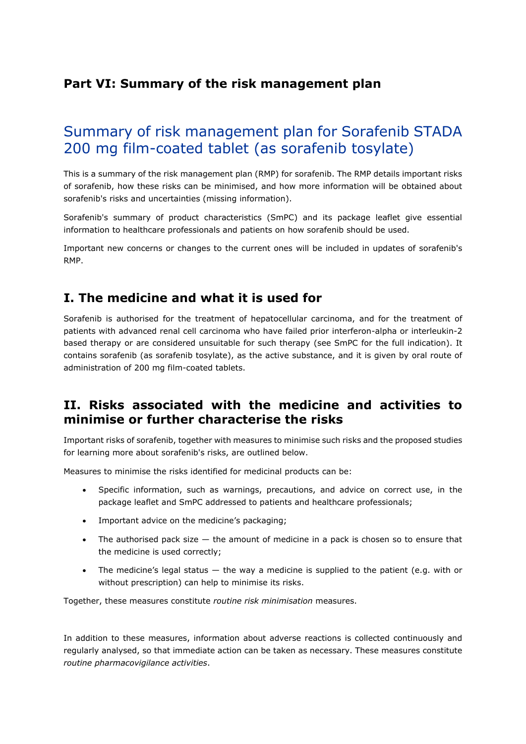## Part VI: Summary of the risk management plan

# Summary of risk management plan for Sorafenib STADA 200 mg film-coated tablet (as sorafenib tosylate)

This is a summary of the risk management plan (RMP) for sorafenib. The RMP details important risks of sorafenib, how these risks can be minimised, and how more information will be obtained about sorafenib's risks and uncertainties (missing information).

Sorafenib's summary of product characteristics (SmPC) and its package leaflet give essential information to healthcare professionals and patients on how sorafenib should be used.

Important new concerns or changes to the current ones will be included in updates of sorafenib's RMP.

## I. The medicine and what it is used for

Sorafenib is authorised for the treatment of hepatocellular carcinoma, and for the treatment of patients with advanced renal cell carcinoma who have failed prior interferon-alpha or interleukin-2 based therapy or are considered unsuitable for such therapy (see SmPC for the full indication). It contains sorafenib (as sorafenib tosylate), as the active substance, and it is given by oral route of administration of 200 mg film-coated tablets.

## II. Risks associated with the medicine and activities to minimise or further characterise the risks

Important risks of sorafenib, together with measures to minimise such risks and the proposed studies for learning more about sorafenib's risks, are outlined below.

Measures to minimise the risks identified for medicinal products can be:

- Specific information, such as warnings, precautions, and advice on correct use, in the package leaflet and SmPC addressed to patients and healthcare professionals;
- Important advice on the medicine's packaging;
- The authorised pack size — the amount of medicine in a pack is chosen so to ensure that the medicine is used correctly;
- The medicine's legal status — the way a medicine is supplied to the patient (e.g. with or without prescription) can help to minimise its risks.

Together, these measures constitute *routine risk minimisation* measures.

In addition to these measures, information about adverse reactions is collected continuously and regularly analysed, so that immediate action can be taken as necessary. These measures constitute *routine pharmacovigilance activities*.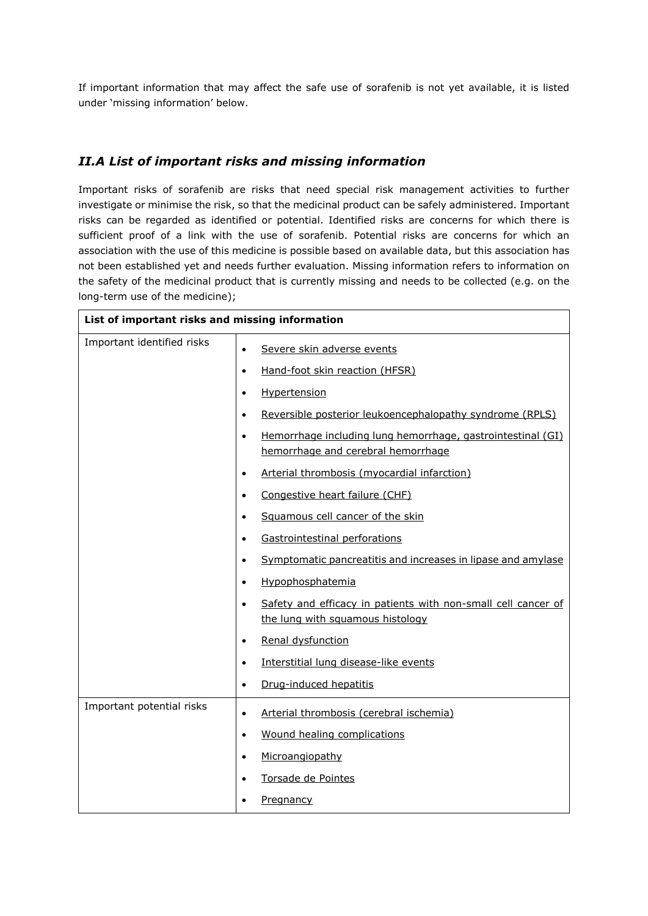If important information that may affect the safe use of sorafenib is not yet available, it is listed under 'missing information' below.

## *II.A List of important risks and missing information*

Important risks of sorafenib are risks that need special risk management activities to further investigate or minimise the risk, so that the medicinal product can be safely administered. Important risks can be regarded as identified or potential. Identified risks are concerns for which there is sufficient proof of a link with the use of sorafenib. Potential risks are concerns for which an association with the use of this medicine is possible based on available data, but this association has not been established yet and needs further evaluation. Missing information refers to information on the safety of the medicinal product that is currently missing and needs to be collected (e.g. on the long-term use of the medicine);

| **List of important risks and missing information** | |
|---|---|
| Important identified risks | • Severe skin adverse events<br>• Hand-foot skin reaction (HFSR)<br>• Hypertension<br>• Reversible posterior leukoencephalopathy syndrome (RPLS)<br>• Hemorrhage including lung hemorrhage, gastrointestinal (GI) hemorrhage and cerebral hemorrhage<br>• Arterial thrombosis (myocardial infarction)<br>• Congestive heart failure (CHF)<br>• Squamous cell cancer of the skin<br>• Gastrointestinal perforations<br>• Symptomatic pancreatitis and increases in lipase and amylase<br>• Hypophosphatemia<br>• Safety and efficacy in patients with non-small cell cancer of the lung with squamous histology<br>• Renal dysfunction<br>• Interstitial lung disease-like events<br>• Drug-induced hepatitis |
| Important potential risks | • Arterial thrombosis (cerebral ischemia)<br>• Wound healing complications<br>• Microangiopathy<br>• Torsade de Pointes<br>• Pregnancy |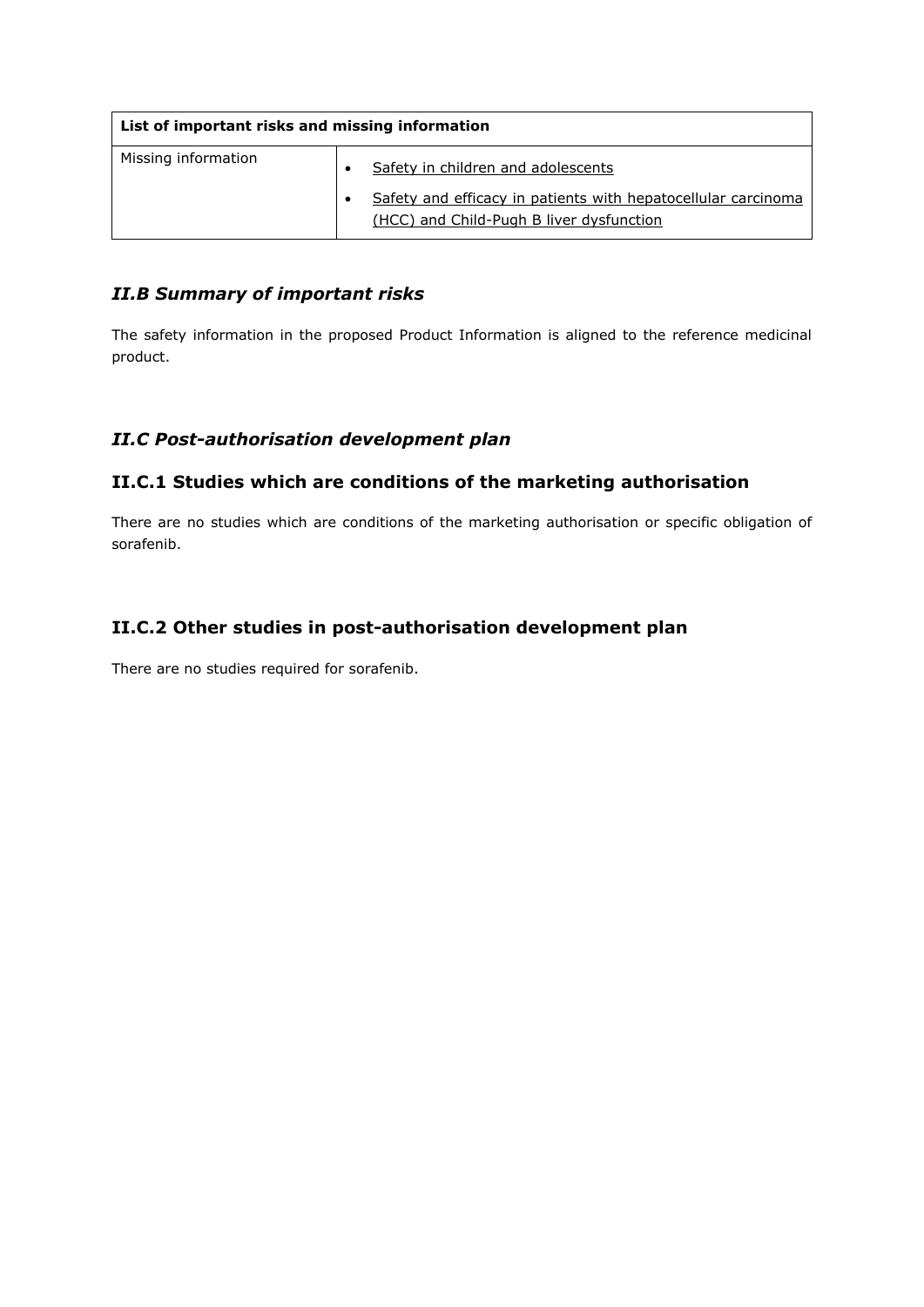| List of important risks and missing information | |
|---|---|
| Missing information | • Safety in children and adolescents<br>• Safety and efficacy in patients with hepatocellular carcinoma (HCC) and Child-Pugh B liver dysfunction |

## *II.B Summary of important risks*

The safety information in the proposed Product Information is aligned to the reference medicinal product.

## *II.C Post-authorisation development plan*

### II.C.1 Studies which are conditions of the marketing authorisation

There are no studies which are conditions of the marketing authorisation or specific obligation of sorafenib.

### II.C.2 Other studies in post-authorisation development plan

There are no studies required for sorafenib.